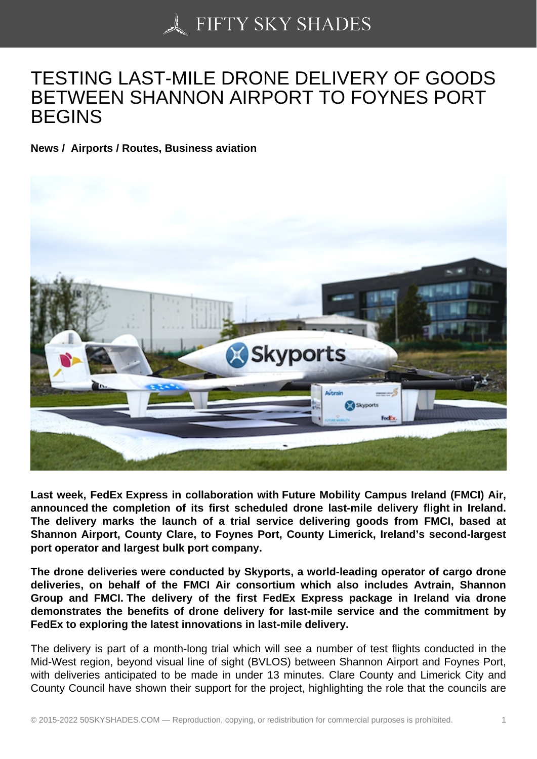# TESTING LAST-MILE DRONE DELIVERY OF GOODS BETWEEN SHANNON AIRPORT TO FOYNES PORT BEGINS

**News / Airports / Routes, Business aviation**

**Last week, FedEx Express in collaboration with Future Mobility Campus Ireland (FMCI) Air, announced the completion of its first scheduled drone last-mile delivery flight in Ireland. The delivery marks the launch of a trial service delivering goods from FMCI, based at Shannon Airport, County Clare, to Foynes Port, County Limerick, Ireland's second-largest port operator and largest bulk port company.**

**The drone deliveries were conducted by Skyports, a world-leading operator of cargo drone deliveries, on behalf of the FMCI Air consortium which also includes Avtrain, Shannon Group and FMCI. The delivery of the first FedEx Express package in Ireland via drone demonstrates the benefits of drone delivery for last-mile service and the commitment by FedEx to exploring the latest innovations in last-mile delivery.**

The delivery is part of a month-long trial which will see a number of test flights conducted in the Mid-West region, beyond visual line of sight (BVLOS) between Shannon Airport and Foynes Port, with deliveries anticipated to be made in under 13 minutes. Clare County and Limerick City and County Council have shown their support for the project, highlighting the role that the councils are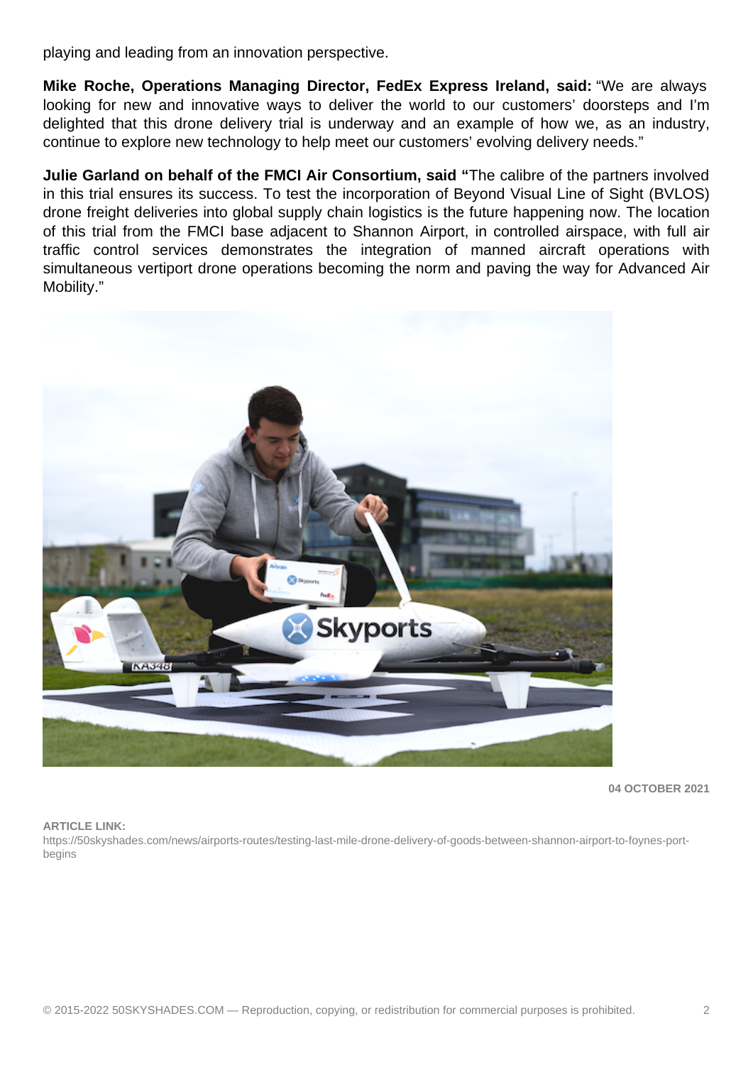playing and leading from an innovation perspective.

**Mike Roche, Operations Managing Director, FedEx Express Ireland, said:** "We are always looking for new and innovative ways to deliver the world to our customers' doorsteps and I'm delighted that this drone delivery trial is underway and an example of how we, as an industry, continue to explore new technology to help meet our customers' evolving delivery needs."

**Julie Garland on behalf of the FMCI Air Consortium, said "**The calibre of the partners involved in this trial ensures its success. To test the incorporation of Beyond Visual Line of Sight (BVLOS) drone freight deliveries into global supply chain logistics is the future happening now. The location of this trial from the FMCI base adjacent to Shannon Airport, in controlled airspace, with full air traffic control services demonstrates the integration of manned aircraft operations with simultaneous vertiport drone operations becoming the norm and paving the way for Advanced Air Mobility."

**04 OCTOBER 2021**

**ARTICLE LINK:**
https://50skyshades.com/news/airports-routes/testing-last-mile-drone-delivery-of-goods-between-shannon-airport-to-foynes-port-begins

© 2015-2022 50SKYSHADES.COM — Reproduction, copying, or redistribution for commercial purposes is prohibited.